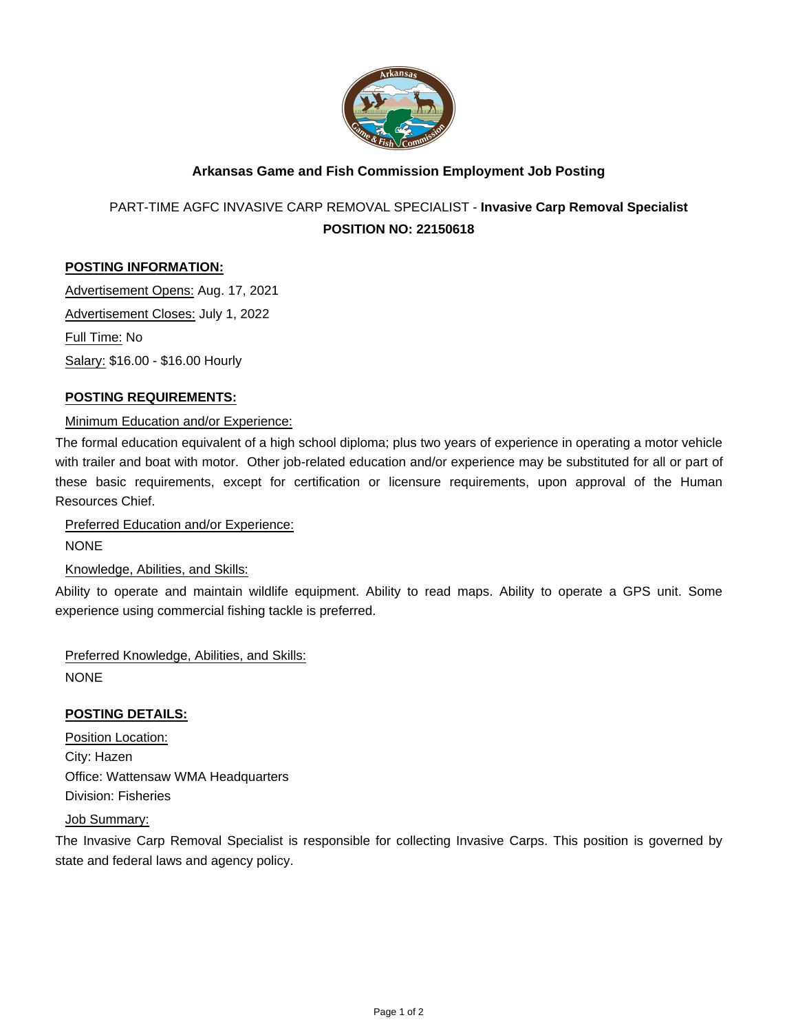# Arkansas Game and Fish Commission Employment Job Posting

PART-TIME AGFC INVASIVE CARP REMOVAL SPECIALIST - **Invasive Carp Removal Specialist**

**POSITION NO: 22150618**

## POSTING INFORMATION:

Advertisement Opens: Aug. 17, 2021

Advertisement Closes: July 1, 2022

Full Time: No

Salary: $16.00 - $16.00 Hourly

## POSTING REQUIREMENTS:

Minimum Education and/or Experience:

The formal education equivalent of a high school diploma; plus two years of experience in operating a motor vehicle with trailer and boat with motor. Other job-related education and/or experience may be substituted for all or part of these basic requirements, except for certification or licensure requirements, upon approval of the Human Resources Chief.

Preferred Education and/or Experience:

NONE

Knowledge, Abilities, and Skills:

Ability to operate and maintain wildlife equipment. Ability to read maps. Ability to operate a GPS unit. Some experience using commercial fishing tackle is preferred.

Preferred Knowledge, Abilities, and Skills:

NONE

## POSTING DETAILS:

Position Location:

City: Hazen

Office: Wattensaw WMA Headquarters

Division: Fisheries

Job Summary:

The Invasive Carp Removal Specialist is responsible for collecting Invasive Carps. This position is governed by state and federal laws and agency policy.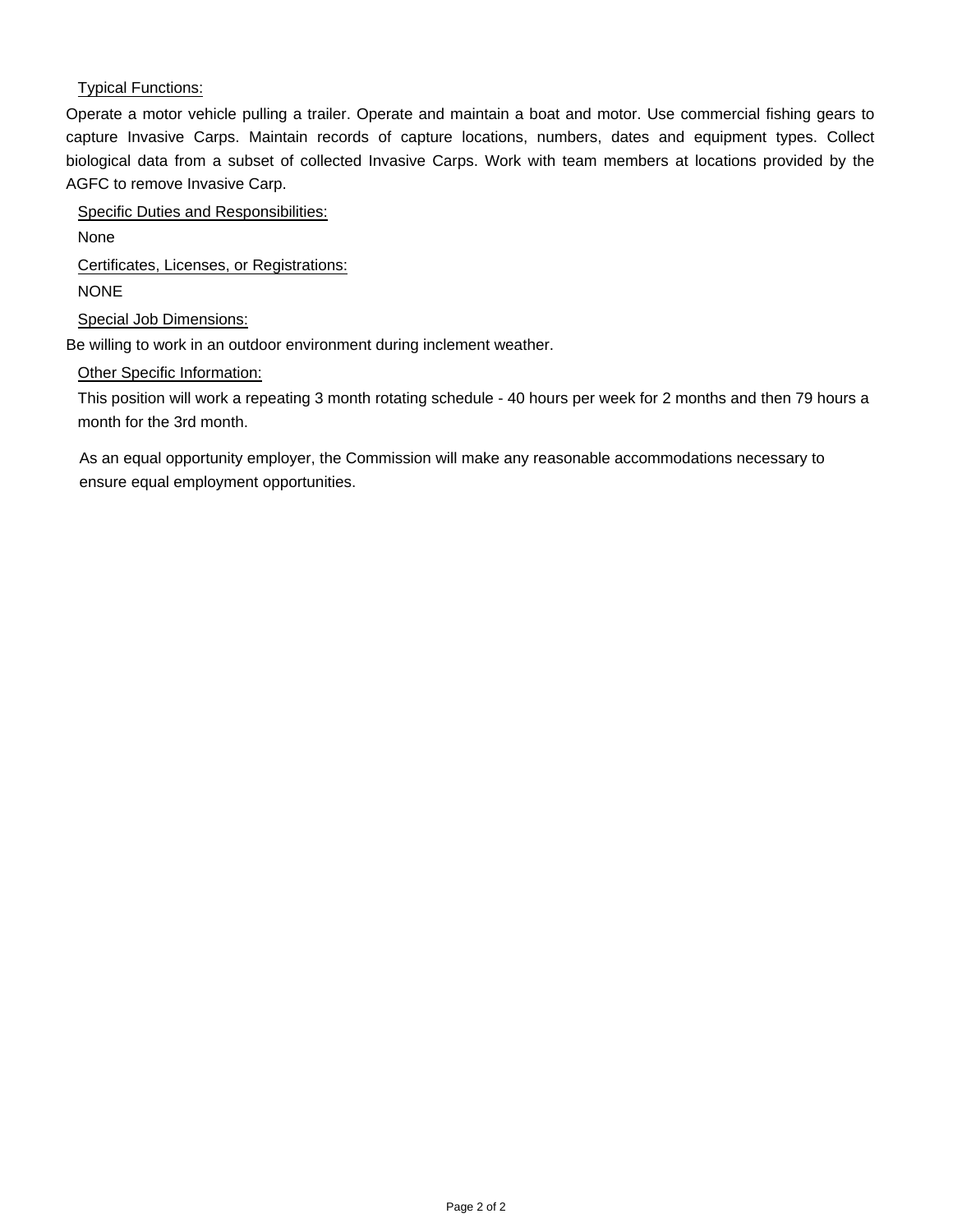Typical Functions:

Operate a motor vehicle pulling a trailer. Operate and maintain a boat and motor. Use commercial fishing gears to capture Invasive Carps. Maintain records of capture locations, numbers, dates and equipment types. Collect biological data from a subset of collected Invasive Carps. Work with team members at locations provided by the AGFC to remove Invasive Carp.

Specific Duties and Responsibilities:

None

Certificates, Licenses, or Registrations:

NONE

Special Job Dimensions:

Be willing to work in an outdoor environment during inclement weather.

Other Specific Information:

This position will work a repeating 3 month rotating schedule - 40 hours per week for 2 months and then 79 hours a month for the 3rd month.

As an equal opportunity employer, the Commission will make any reasonable accommodations necessary to ensure equal employment opportunities.